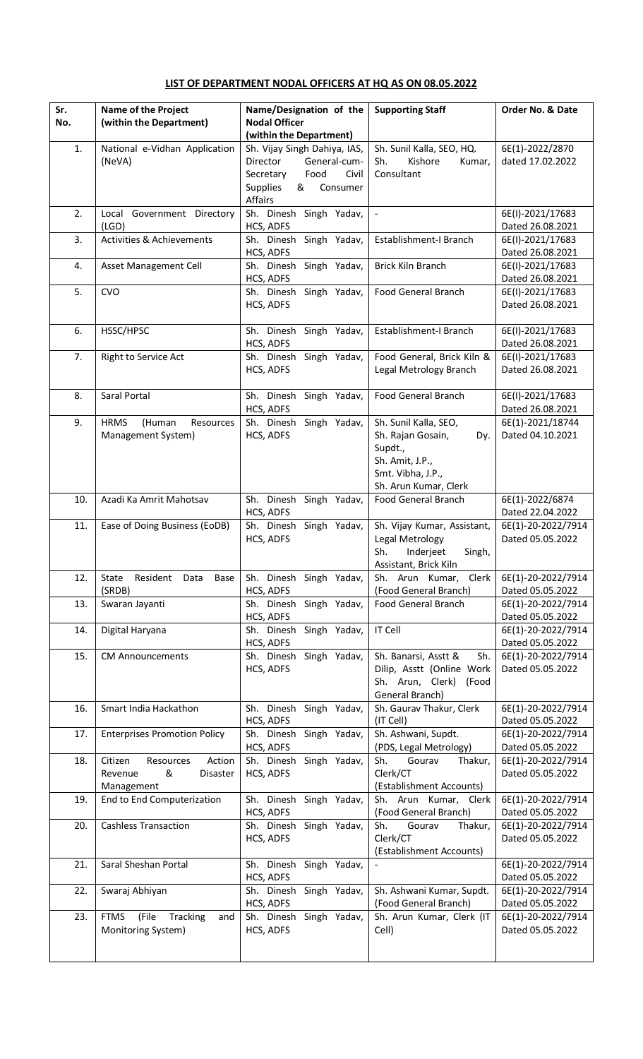**LIST OF DEPARTMENT NODAL OFFICERS AT HQ AS ON 08.05.2022**

| Sr. No. | Name of the Project (within the Department) | Name/Designation of the Nodal Officer (within the Department) | Supporting Staff | Order No. & Date |
|---|---|---|---|---|
| 1. | National e-Vidhan Application (NeVA) | Sh. Vijay Singh Dahiya, IAS, Director General-cum-Secretary Food Civil Supplies & Consumer Affairs | Sh. Sunil Kalla, SEO, HQ. Sh. Kishore Kumar, Consultant | 6E(1)-2022/2870 dated 17.02.2022 |
| 2. | Local Government Directory (LGD) | Sh. Dinesh Singh Yadav, HCS, ADFS | - | 6E(I)-2021/17683 Dated 26.08.2021 |
| 3. | Activities & Achievements | Sh. Dinesh Singh Yadav, HCS, ADFS | Establishment-I Branch | 6E(I)-2021/17683 Dated 26.08.2021 |
| 4. | Asset Management Cell | Sh. Dinesh Singh Yadav, HCS, ADFS | Brick Kiln Branch | 6E(I)-2021/17683 Dated 26.08.2021 |
| 5. | CVO | Sh. Dinesh Singh Yadav, HCS, ADFS | Food General Branch | 6E(I)-2021/17683 Dated 26.08.2021 |
| 6. | HSSC/HPSC | Sh. Dinesh Singh Yadav, HCS, ADFS | Establishment-I Branch | 6E(I)-2021/17683 Dated 26.08.2021 |
| 7. | Right to Service Act | Sh. Dinesh Singh Yadav, HCS, ADFS | Food General, Brick Kiln & Legal Metrology Branch | 6E(I)-2021/17683 Dated 26.08.2021 |
| 8. | Saral Portal | Sh. Dinesh Singh Yadav, HCS, ADFS | Food General Branch | 6E(I)-2021/17683 Dated 26.08.2021 |
| 9. | HRMS (Human Resources Management System) | Sh. Dinesh Singh Yadav, HCS, ADFS | Sh. Sunil Kalla, SEO, Sh. Rajan Gosain, Dy. Supdt., Sh. Amit, J.P., Smt. Vibha, J.P., Sh. Arun Kumar, Clerk | 6E(1)-2021/18744 Dated 04.10.2021 |
| 10. | Azadi Ka Amrit Mahotsav | Sh. Dinesh Singh Yadav, HCS, ADFS | Food General Branch | 6E(1)-2022/6874 Dated 22.04.2022 |
| 11. | Ease of Doing Business (EoDB) | Sh. Dinesh Singh Yadav, HCS, ADFS | Sh. Vijay Kumar, Assistant, Legal Metrology Sh. Inderjeet Singh, Assistant, Brick Kiln | 6E(1)-20-2022/7914 Dated 05.05.2022 |
| 12. | State Resident Data Base (SRDB) | Sh. Dinesh Singh Yadav, HCS, ADFS | Sh. Arun Kumar, Clerk (Food General Branch) | 6E(1)-20-2022/7914 Dated 05.05.2022 |
| 13. | Swaran Jayanti | Sh. Dinesh Singh Yadav, HCS, ADFS | Food General Branch | 6E(1)-20-2022/7914 Dated 05.05.2022 |
| 14. | Digital Haryana | Sh. Dinesh Singh Yadav, HCS, ADFS | IT Cell | 6E(1)-20-2022/7914 Dated 05.05.2022 |
| 15. | CM Announcements | Sh. Dinesh Singh Yadav, HCS, ADFS | Sh. Banarsi, Asstt & Sh. Dilip, Asstt (Online Work Sh. Arun, Clerk) (Food General Branch) | 6E(1)-20-2022/7914 Dated 05.05.2022 |
| 16. | Smart India Hackathon | Sh. Dinesh Singh Yadav, HCS, ADFS | Sh. Gaurav Thakur, Clerk (IT Cell) | 6E(1)-20-2022/7914 Dated 05.05.2022 |
| 17. | Enterprises Promotion Policy | Sh. Dinesh Singh Yadav, HCS, ADFS | Sh. Ashwani, Supdt. (PDS, Legal Metrology) | 6E(1)-20-2022/7914 Dated 05.05.2022 |
| 18. | Citizen Resources Action Revenue & Disaster Management | Sh. Dinesh Singh Yadav, HCS, ADFS | Sh. Gourav Thakur, Clerk/CT (Establishment Accounts) | 6E(1)-20-2022/7914 Dated 05.05.2022 |
| 19. | End to End Computerization | Sh. Dinesh Singh Yadav, HCS, ADFS | Sh. Arun Kumar, Clerk (Food General Branch) | 6E(1)-20-2022/7914 Dated 05.05.2022 |
| 20. | Cashless Transaction | Sh. Dinesh Singh Yadav, HCS, ADFS | Sh. Gourav Thakur, Clerk/CT (Establishment Accounts) | 6E(1)-20-2022/7914 Dated 05.05.2022 |
| 21. | Saral Sheshan Portal | Sh. Dinesh Singh Yadav, HCS, ADFS | - | 6E(1)-20-2022/7914 Dated 05.05.2022 |
| 22. | Swaraj Abhiyan | Sh. Dinesh Singh Yadav, HCS, ADFS | Sh. Ashwani Kumar, Supdt. (Food General Branch) | 6E(1)-20-2022/7914 Dated 05.05.2022 |
| 23. | FTMS (File Tracking and Monitoring System) | Sh. Dinesh Singh Yadav, HCS, ADFS | Sh. Arun Kumar, Clerk (IT Cell) | 6E(1)-20-2022/7914 Dated 05.05.2022 |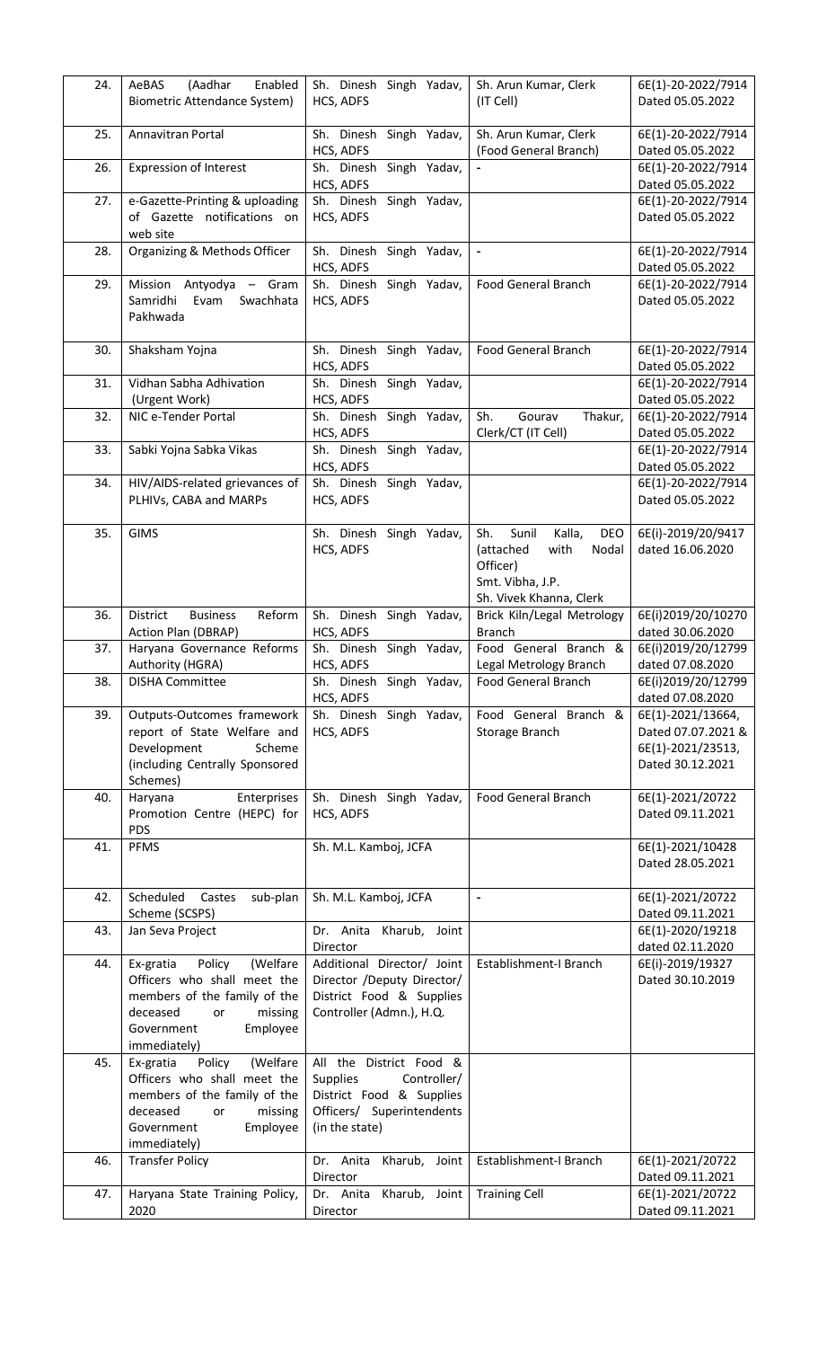| 24. | AeBAS (Aadhar Enabled Biometric Attendance System) | Sh. Dinesh Singh Yadav, HCS, ADFS | Sh. Arun Kumar, Clerk (IT Cell) | 6E(1)-20-2022/7914 Dated 05.05.2022 |
|---|---|---|---|---|
| 25. | Annavitran Portal | Sh. Dinesh Singh Yadav, HCS, ADFS | Sh. Arun Kumar, Clerk (Food General Branch) | 6E(1)-20-2022/7914 Dated 05.05.2022 |
| 26. | Expression of Interest | Sh. Dinesh Singh Yadav, HCS, ADFS | - | 6E(1)-20-2022/7914 Dated 05.05.2022 |
| 27. | e-Gazette-Printing & uploading of Gazette notifications on web site | Sh. Dinesh Singh Yadav, HCS, ADFS | | 6E(1)-20-2022/7914 Dated 05.05.2022 |
| 28. | Organizing & Methods Officer | Sh. Dinesh Singh Yadav, HCS, ADFS | - | 6E(1)-20-2022/7914 Dated 05.05.2022 |
| 29. | Mission Antyodya – Gram Samridhi Evam Swachhata Pakhwada | Sh. Dinesh Singh Yadav, HCS, ADFS | Food General Branch | 6E(1)-20-2022/7914 Dated 05.05.2022 |
| 30. | Shaksham Yojna | Sh. Dinesh Singh Yadav, HCS, ADFS | Food General Branch | 6E(1)-20-2022/7914 Dated 05.05.2022 |
| 31. | Vidhan Sabha Adhivation (Urgent Work) | Sh. Dinesh Singh Yadav, HCS, ADFS | | 6E(1)-20-2022/7914 Dated 05.05.2022 |
| 32. | NIC e-Tender Portal | Sh. Dinesh Singh Yadav, HCS, ADFS | Sh. Gourav Thakur, Clerk/CT (IT Cell) | 6E(1)-20-2022/7914 Dated 05.05.2022 |
| 33. | Sabki Yojna Sabka Vikas | Sh. Dinesh Singh Yadav, HCS, ADFS | | 6E(1)-20-2022/7914 Dated 05.05.2022 |
| 34. | HIV/AIDS-related grievances of PLHIVs, CABA and MARPs | Sh. Dinesh Singh Yadav, HCS, ADFS | | 6E(1)-20-2022/7914 Dated 05.05.2022 |
| 35. | GIMS | Sh. Dinesh Singh Yadav, HCS, ADFS | Sh. Sunil Kalla, DEO (attached with Nodal Officer) Smt. Vibha, J.P. Sh. Vivek Khanna, Clerk | 6E(i)-2019/20/9417 dated 16.06.2020 |
| 36. | District Business Reform Action Plan (DBRAP) | Sh. Dinesh Singh Yadav, HCS, ADFS | Brick Kiln/Legal Metrology Branch | 6E(i)2019/20/10270 dated 30.06.2020 |
| 37. | Haryana Governance Reforms Authority (HGRA) | Sh. Dinesh Singh Yadav, HCS, ADFS | Food General Branch & Legal Metrology Branch | 6E(i)2019/20/12799 dated 07.08.2020 |
| 38. | DISHA Committee | Sh. Dinesh Singh Yadav, HCS, ADFS | Food General Branch | 6E(i)2019/20/12799 dated 07.08.2020 |
| 39. | Outputs-Outcomes framework report of State Welfare and Development Scheme (including Centrally Sponsored Schemes) | Sh. Dinesh Singh Yadav, HCS, ADFS | Food General Branch & Storage Branch | 6E(1)-2021/13664, Dated 07.07.2021 & 6E(1)-2021/23513, Dated 30.12.2021 |
| 40. | Haryana Enterprises Promotion Centre (HEPC) for PDS | Sh. Dinesh Singh Yadav, HCS, ADFS | Food General Branch | 6E(1)-2021/20722 Dated 09.11.2021 |
| 41. | PFMS | Sh. M.L. Kamboj, JCFA | | 6E(1)-2021/10428 Dated 28.05.2021 |
| 42. | Scheduled Castes sub-plan Scheme (SCSPS) | Sh. M.L. Kamboj, JCFA | - | 6E(1)-2021/20722 Dated 09.11.2021 |
| 43. | Jan Seva Project | Dr. Anita Kharub, Joint Director | | 6E(1)-2020/19218 dated 02.11.2020 |
| 44. | Ex-gratia Policy (Welfare Officers who shall meet the members of the family of the deceased or missing Government Employee immediately) | Additional Director/ Joint Director /Deputy Director/ District Food & Supplies Controller (Admn.), H.Q. | Establishment-I Branch | 6E(i)-2019/19327 Dated 30.10.2019 |
| 45. | Ex-gratia Policy (Welfare Officers who shall meet the members of the family of the deceased or missing Government Employee immediately) | All the District Food & Supplies Controller/ District Food & Supplies Officers/ Superintendents (in the state) | | |
| 46. | Transfer Policy | Dr. Anita Kharub, Joint Director | Establishment-I Branch | 6E(1)-2021/20722 Dated 09.11.2021 |
| 47. | Haryana State Training Policy, 2020 | Dr. Anita Kharub, Joint Director | Training Cell | 6E(1)-2021/20722 Dated 09.11.2021 |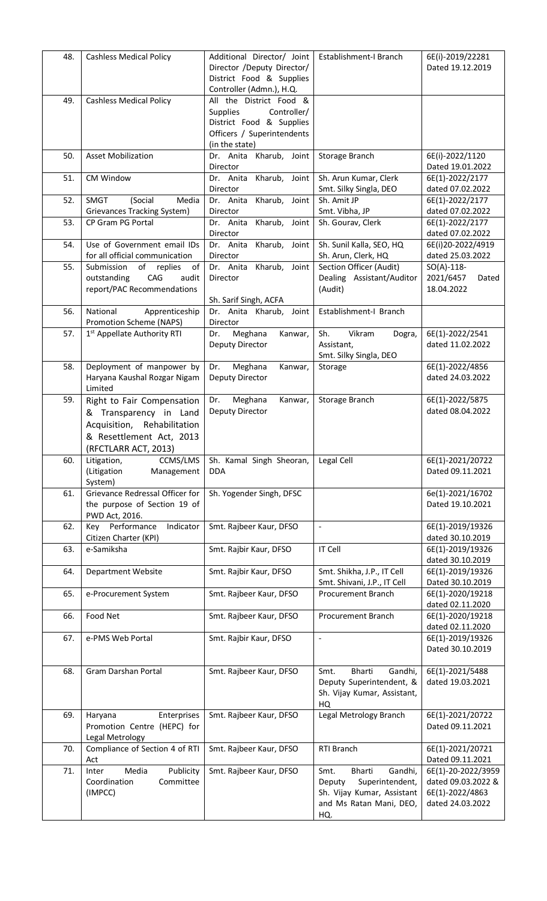| 48. | Cashless Medical Policy | Additional Director/ Joint Director /Deputy Director/ District Food & Supplies Controller (Admn.), H.Q. | Establishment-I Branch | 6E(i)-2019/22281 Dated 19.12.2019 |
|---|---|---|---|---|
| 49. | Cashless Medical Policy | All the District Food & Supplies Controller/ District Food & Supplies Officers / Superintendents (in the state) | | |
| 50. | Asset Mobilization | Dr. Anita Kharub, Joint Director | Storage Branch | 6E(i)-2022/1120 Dated 19.01.2022 |
| 51. | CM Window | Dr. Anita Kharub, Joint Director | Sh. Arun Kumar, Clerk<br>Smt. Silky Singla, DEO | 6E(1)-2022/2177 dated 07.02.2022 |
| 52. | SMGT (Social Media Grievances Tracking System) | Dr. Anita Kharub, Joint Director | Sh. Amit JP<br>Smt. Vibha, JP | 6E(1)-2022/2177 dated 07.02.2022 |
| 53. | CP Gram PG Portal | Dr. Anita Kharub, Joint Director | Sh. Gourav, Clerk | 6E(1)-2022/2177 dated 07.02.2022 |
| 54. | Use of Government email IDs for all official communication | Dr. Anita Kharub, Joint Director | Sh. Sunil Kalla, SEO, HQ<br>Sh. Arun, Clerk, HQ | 6E(i)20-2022/4919 dated 25.03.2022 |
| 55. | Submission of replies of outstanding CAG audit report/PAC Recommendations | Dr. Anita Kharub, Joint Director<br><br>Sh. Sarif Singh, ACFA | Section Officer (Audit)<br>Dealing Assistant/Auditor (Audit) | SO(A)-118-2021/6457 Dated 18.04.2022 |
| 56. | National Apprenticeship Promotion Scheme (NAPS) | Dr. Anita Kharub, Joint Director | Establishment-I Branch | |
| 57. | 1st Appellate Authority RTI | Dr. Meghana Kanwar, Deputy Director | Sh. Vikram Dogra, Assistant,<br>Smt. Silky Singla, DEO | 6E(1)-2022/2541 dated 11.02.2022 |
| 58. | Deployment of manpower by Haryana Kaushal Rozgar Nigam Limited | Dr. Meghana Kanwar, Deputy Director | Storage | 6E(1)-2022/4856 dated 24.03.2022 |
| 59. | Right to Fair Compensation & Transparency in Land Acquisition, Rehabilitation & Resettlement Act, 2013 (RFCTLARR ACT, 2013) | Dr. Meghana Kanwar, Deputy Director | Storage Branch | 6E(1)-2022/5875 dated 08.04.2022 |
| 60. | Litigation, CCMS/LMS (Litigation Management System) | Sh. Kamal Singh Sheoran, DDA | Legal Cell | 6E(1)-2021/20722 Dated 09.11.2021 |
| 61. | Grievance Redressal Officer for the purpose of Section 19 of PWD Act, 2016. | Sh. Yogender Singh, DFSC | | 6e(1)-2021/16702 Dated 19.10.2021 |
| 62. | Key Performance Indicator Citizen Charter (KPI) | Smt. Rajbeer Kaur, DFSO | - | 6E(1)-2019/19326 dated 30.10.2019 |
| 63. | e-Samiksha | Smt. Rajbir Kaur, DFSO | IT Cell | 6E(1)-2019/19326 dated 30.10.2019 |
| 64. | Department Website | Smt. Rajbir Kaur, DFSO | Smt. Shikha, J.P., IT Cell<br>Smt. Shivani, J.P., IT Cell | 6E(1)-2019/19326 Dated 30.10.2019 |
| 65. | e-Procurement System | Smt. Rajbeer Kaur, DFSO | Procurement Branch | 6E(1)-2020/19218 dated 02.11.2020 |
| 66. | Food Net | Smt. Rajbeer Kaur, DFSO | Procurement Branch | 6E(1)-2020/19218 dated 02.11.2020 |
| 67. | e-PMS Web Portal | Smt. Rajbir Kaur, DFSO | - | 6E(1)-2019/19326 Dated 30.10.2019 |
| 68. | Gram Darshan Portal | Smt. Rajbeer Kaur, DFSO | Smt. Bharti Gandhi, Deputy Superintendent, & Sh. Vijay Kumar, Assistant, HQ | 6E(1)-2021/5488 dated 19.03.2021 |
| 69. | Haryana Enterprises Promotion Centre (HEPC) for Legal Metrology | Smt. Rajbeer Kaur, DFSO | Legal Metrology Branch | 6E(1)-2021/20722 Dated 09.11.2021 |
| 70. | Compliance of Section 4 of RTI Act | Smt. Rajbeer Kaur, DFSO | RTI Branch | 6E(1)-2021/20721 Dated 09.11.2021 |
| 71. | Inter Media Publicity Coordination Committee (IMPCC) | Smt. Rajbeer Kaur, DFSO | Smt. Bharti Gandhi, Deputy Superintendent, Sh. Vijay Kumar, Assistant and Ms Ratan Mani, DEO, HQ. | 6E(1)-20-2022/3959 dated 09.03.2022 & 6E(1)-2022/4863 dated 24.03.2022 |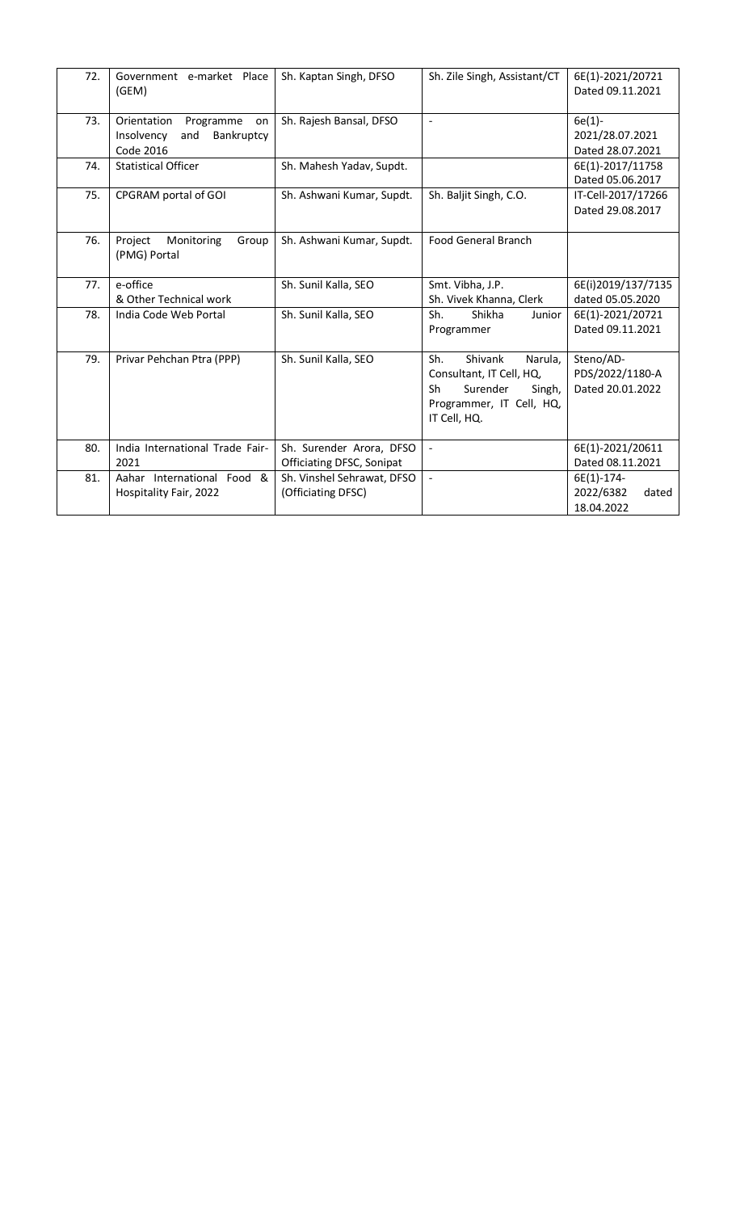| 72. | Government e-market Place (GEM) | Sh. Kaptan Singh, DFSO | Sh. Zile Singh, Assistant/CT | 6E(1)-2021/20721 Dated 09.11.2021 |
|---|---|---|---|---|
| 73. | Orientation Programme on Insolvency and Bankruptcy Code 2016 | Sh. Rajesh Bansal, DFSO | - | 6e(1)-2021/28.07.2021 Dated 28.07.2021 |
| 74. | Statistical Officer | Sh. Mahesh Yadav, Supdt. | | 6E(1)-2017/11758 Dated 05.06.2017 |
| 75. | CPGRAM portal of GOI | Sh. Ashwani Kumar, Supdt. | Sh. Baljit Singh, C.O. | IT-Cell-2017/17266 Dated 29.08.2017 |
| 76. | Project Monitoring Group (PMG) Portal | Sh. Ashwani Kumar, Supdt. | Food General Branch | |
| 77. | e-office & Other Technical work | Sh. Sunil Kalla, SEO | Smt. Vibha, J.P. Sh. Vivek Khanna, Clerk | 6E(i)2019/137/7135 dated 05.05.2020 |
| 78. | India Code Web Portal | Sh. Sunil Kalla, SEO | Sh. Shikha Junior Programmer | 6E(1)-2021/20721 Dated 09.11.2021 |
| 79. | Privar Pehchan Ptra (PPP) | Sh. Sunil Kalla, SEO | Sh. Shivank Narula, Consultant, IT Cell, HQ, Sh Surender Singh, Programmer, IT Cell, HQ, IT Cell, HQ. | Steno/AD-PDS/2022/1180-A Dated 20.01.2022 |
| 80. | India International Trade Fair-2021 | Sh. Surender Arora, DFSO Officiating DFSC, Sonipat | - | 6E(1)-2021/20611 Dated 08.11.2021 |
| 81. | Aahar International Food & Hospitality Fair, 2022 | Sh. Vinshel Sehrawat, DFSO (Officiating DFSC) | - | 6E(1)-174-2022/6382 dated 18.04.2022 |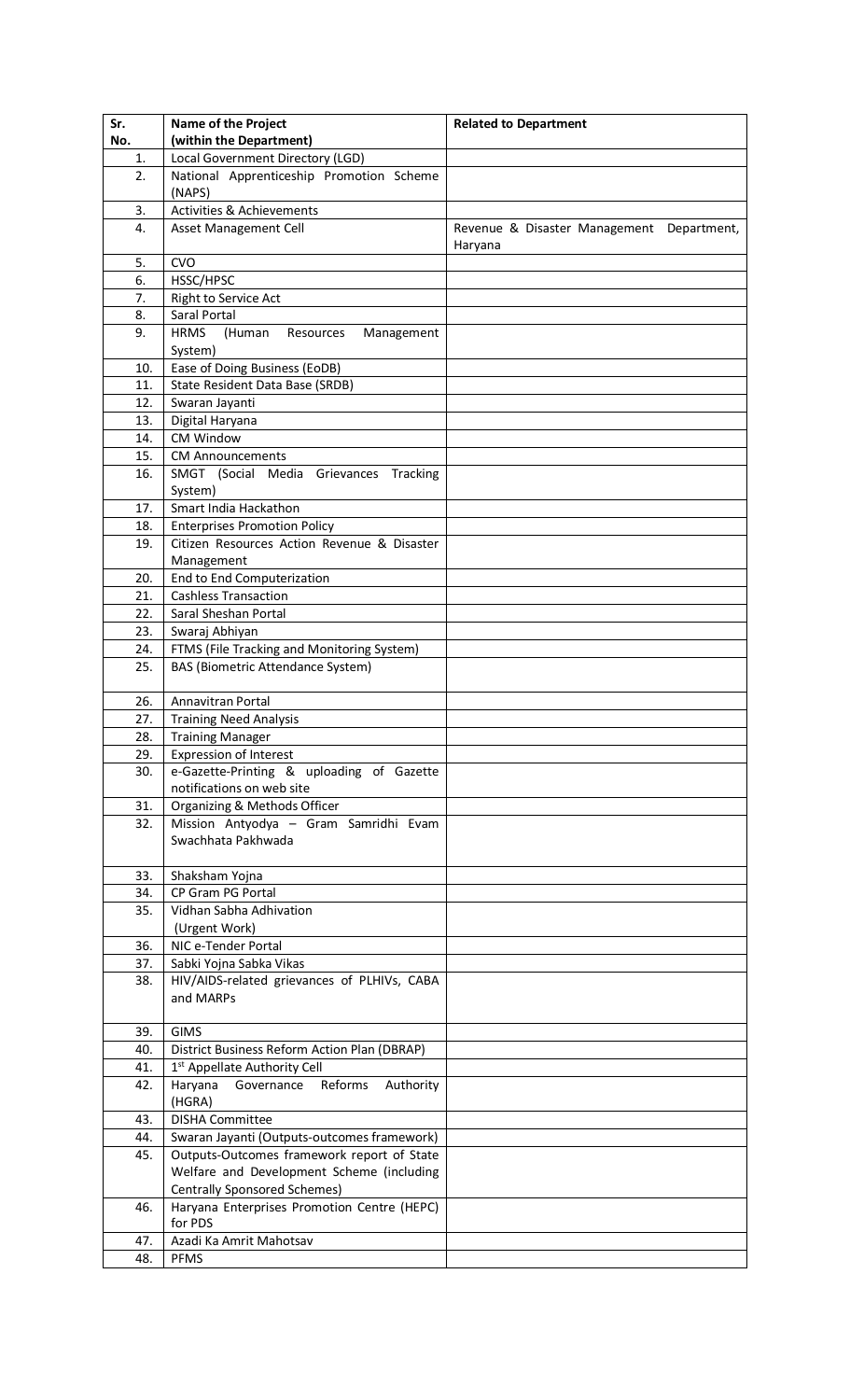| Sr. No. | Name of the Project (within the Department) | Related to Department |
|---|---|---|
| 1. | Local Government Directory (LGD) | |
| 2. | National Apprenticeship Promotion Scheme (NAPS) | |
| 3. | Activities & Achievements | |
| 4. | Asset Management Cell | Revenue & Disaster Management Department, Haryana |
| 5. | CVO | |
| 6. | HSSC/HPSC | |
| 7. | Right to Service Act | |
| 8. | Saral Portal | |
| 9. | HRMS (Human Resources Management System) | |
| 10. | Ease of Doing Business (EoDB) | |
| 11. | State Resident Data Base (SRDB) | |
| 12. | Swaran Jayanti | |
| 13. | Digital Haryana | |
| 14. | CM Window | |
| 15. | CM Announcements | |
| 16. | SMGT (Social Media Grievances Tracking System) | |
| 17. | Smart India Hackathon | |
| 18. | Enterprises Promotion Policy | |
| 19. | Citizen Resources Action Revenue & Disaster Management | |
| 20. | End to End Computerization | |
| 21. | Cashless Transaction | |
| 22. | Saral Sheshan Portal | |
| 23. | Swaraj Abhiyan | |
| 24. | FTMS (File Tracking and Monitoring System) | |
| 25. | BAS (Biometric Attendance System) | |
| 26. | Annavitran Portal | |
| 27. | Training Need Analysis | |
| 28. | Training Manager | |
| 29. | Expression of Interest | |
| 30. | e-Gazette-Printing & uploading of Gazette notifications on web site | |
| 31. | Organizing & Methods Officer | |
| 32. | Mission Antyodya – Gram Samridhi Evam Swachhata Pakhwada | |
| 33. | Shaksham Yojna | |
| 34. | CP Gram PG Portal | |
| 35. | Vidhan Sabha Adhivation (Urgent Work) | |
| 36. | NIC e-Tender Portal | |
| 37. | Sabki Yojna Sabka Vikas | |
| 38. | HIV/AIDS-related grievances of PLHIVs, CABA and MARPs | |
| 39. | GIMS | |
| 40. | District Business Reform Action Plan (DBRAP) | |
| 41. | 1st Appellate Authority Cell | |
| 42. | Haryana Governance Reforms Authority (HGRA) | |
| 43. | DISHA Committee | |
| 44. | Swaran Jayanti (Outputs-outcomes framework) | |
| 45. | Outputs-Outcomes framework report of State Welfare and Development Scheme (including Centrally Sponsored Schemes) | |
| 46. | Haryana Enterprises Promotion Centre (HEPC) for PDS | |
| 47. | Azadi Ka Amrit Mahotsav | |
| 48. | PFMS | |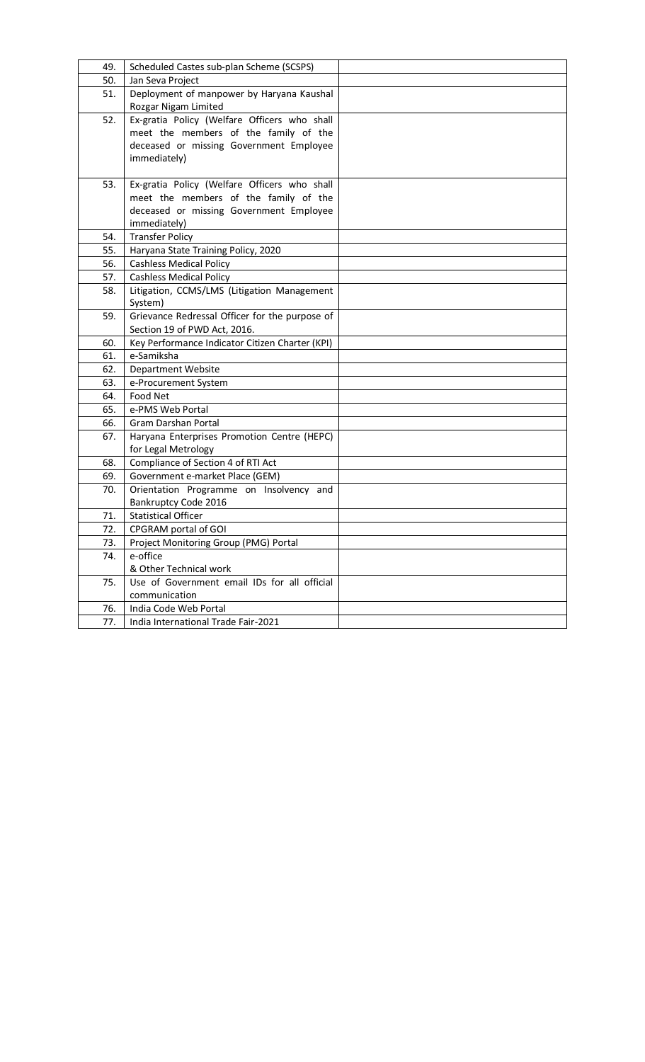| | | |
|---|---|---|
| 49. | Scheduled Castes sub-plan Scheme (SCSPS) | |
| 50. | Jan Seva Project | |
| 51. | Deployment of manpower by Haryana Kaushal Rozgar Nigam Limited | |
| 52. | Ex-gratia Policy (Welfare Officers who shall meet the members of the family of the deceased or missing Government Employee immediately) | |
| 53. | Ex-gratia Policy (Welfare Officers who shall meet the members of the family of the deceased or missing Government Employee immediately) | |
| 54. | Transfer Policy | |
| 55. | Haryana State Training Policy, 2020 | |
| 56. | Cashless Medical Policy | |
| 57. | Cashless Medical Policy | |
| 58. | Litigation, CCMS/LMS (Litigation Management System) | |
| 59. | Grievance Redressal Officer for the purpose of Section 19 of PWD Act, 2016. | |
| 60. | Key Performance Indicator Citizen Charter (KPI) | |
| 61. | e-Samiksha | |
| 62. | Department Website | |
| 63. | e-Procurement System | |
| 64. | Food Net | |
| 65. | e-PMS Web Portal | |
| 66. | Gram Darshan Portal | |
| 67. | Haryana Enterprises Promotion Centre (HEPC) for Legal Metrology | |
| 68. | Compliance of Section 4 of RTI Act | |
| 69. | Government e-market Place (GEM) | |
| 70. | Orientation Programme on Insolvency and Bankruptcy Code 2016 | |
| 71. | Statistical Officer | |
| 72. | CPGRAM portal of GOI | |
| 73. | Project Monitoring Group (PMG) Portal | |
| 74. | e-office & Other Technical work | |
| 75. | Use of Government email IDs for all official communication | |
| 76. | India Code Web Portal | |
| 77. | India International Trade Fair-2021 | |